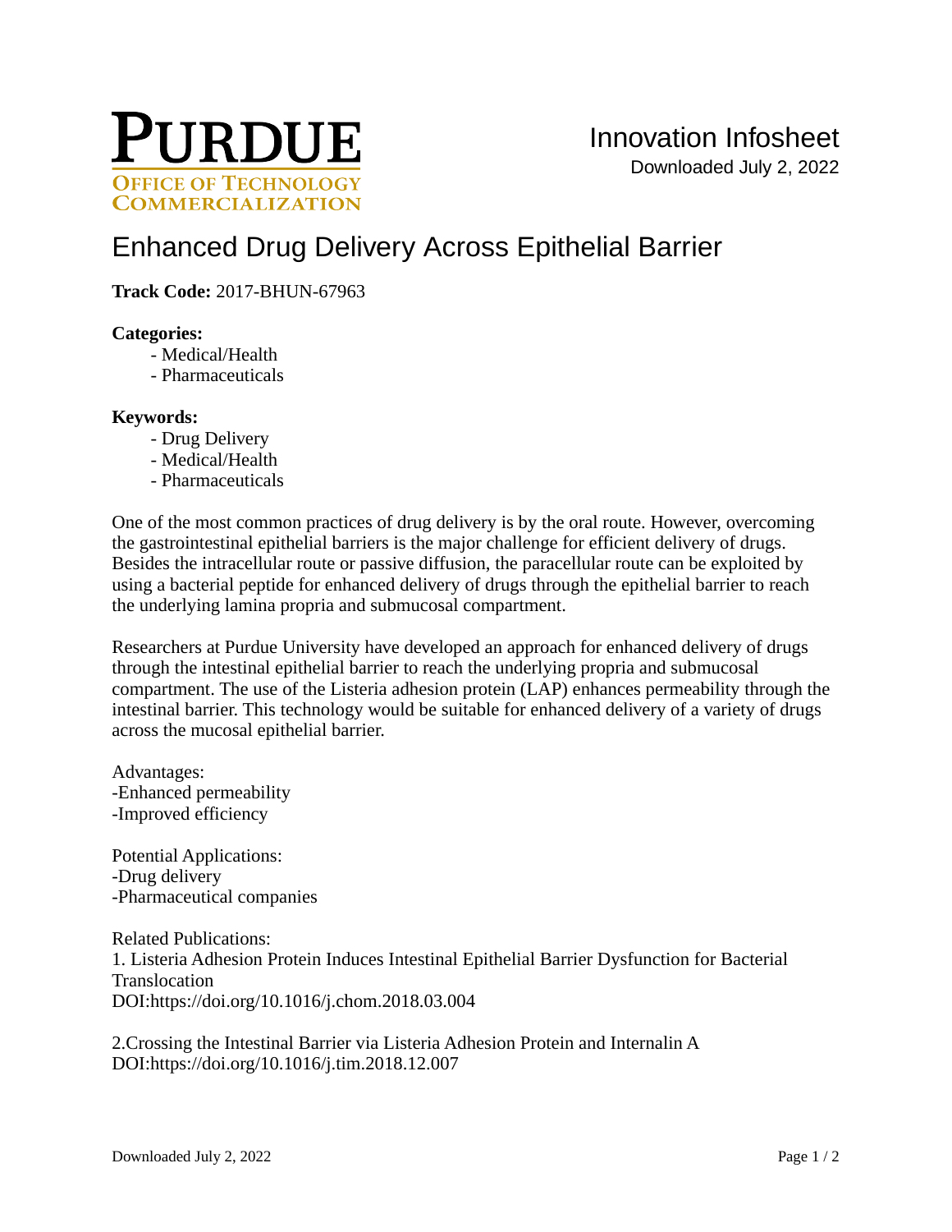PURDUE
OFFICE OF TECHNOLOGY COMMERCIALIZATION

Innovation Infosheet
Downloaded July 2, 2022

# Enhanced Drug Delivery Across Epithelial Barrier

**Track Code:** 2017-BHUN-67963

**Categories:**
- Medical/Health
- Pharmaceuticals

**Keywords:**
- Drug Delivery
- Medical/Health
- Pharmaceuticals

One of the most common practices of drug delivery is by the oral route. However, overcoming the gastrointestinal epithelial barriers is the major challenge for efficient delivery of drugs. Besides the intracellular route or passive diffusion, the paracellular route can be exploited by using a bacterial peptide for enhanced delivery of drugs through the epithelial barrier to reach the underlying lamina propria and submucosal compartment.

Researchers at Purdue University have developed an approach for enhanced delivery of drugs through the intestinal epithelial barrier to reach the underlying propria and submucosal compartment. The use of the Listeria adhesion protein (LAP) enhances permeability through the intestinal barrier. This technology would be suitable for enhanced delivery of a variety of drugs across the mucosal epithelial barrier.

Advantages:
-Enhanced permeability
-Improved efficiency

Potential Applications:
-Drug delivery
-Pharmaceutical companies

Related Publications:
1. Listeria Adhesion Protein Induces Intestinal Epithelial Barrier Dysfunction for Bacterial Translocation
DOI:https://doi.org/10.1016/j.chom.2018.03.004

2.Crossing the Intestinal Barrier via Listeria Adhesion Protein and Internalin A
DOI:https://doi.org/10.1016/j.tim.2018.12.007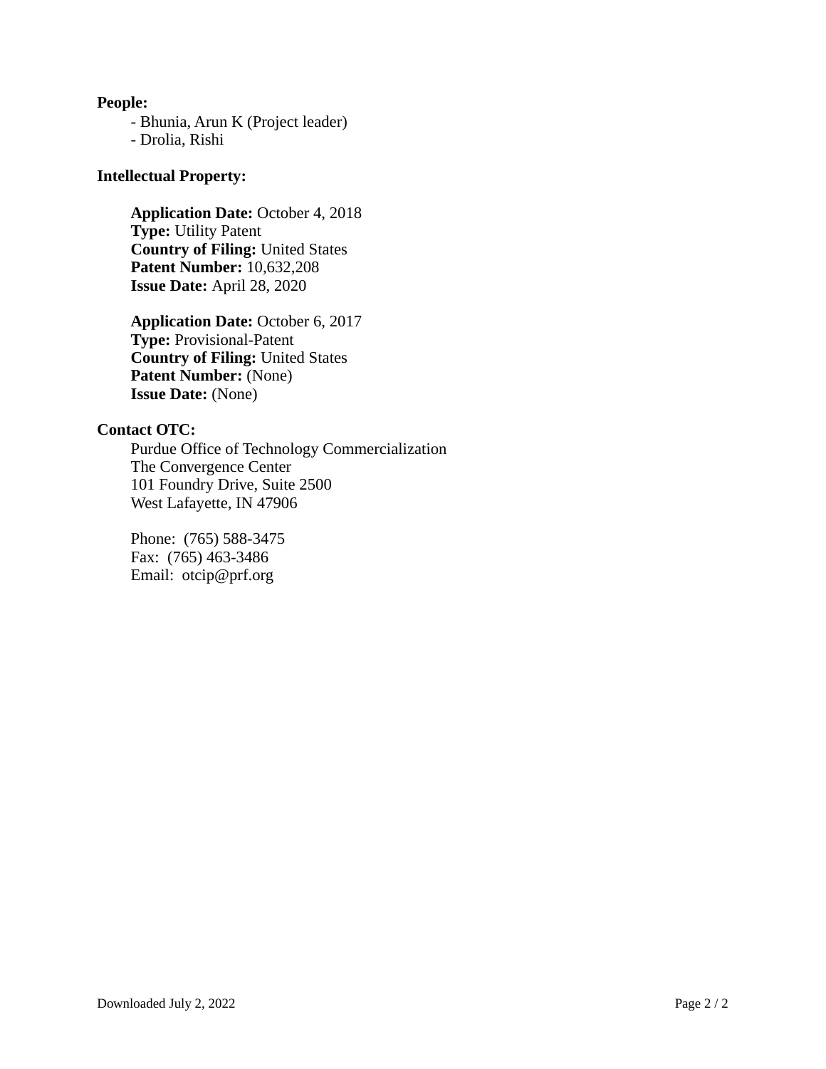**People:**

- Bhunia, Arun K (Project leader)
- Drolia, Rishi

**Intellectual Property:**

**Application Date:** October 4, 2018
**Type:** Utility Patent
**Country of Filing:** United States
**Patent Number:** 10,632,208
**Issue Date:** April 28, 2020

**Application Date:** October 6, 2017
**Type:** Provisional-Patent
**Country of Filing:** United States
**Patent Number:** (None)
**Issue Date:** (None)

**Contact OTC:**

Purdue Office of Technology Commercialization
The Convergence Center
101 Foundry Drive, Suite 2500
West Lafayette, IN 47906

Phone: (765) 588-3475
Fax: (765) 463-3486
Email: otcip@prf.org

Downloaded July 2, 2022